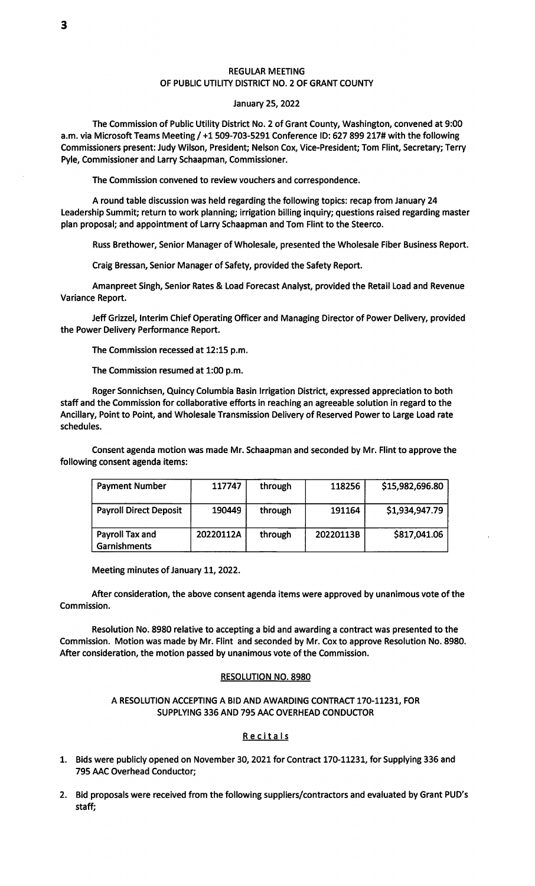# REGULAR MEETING
## OF PUBLIC UTILITY DISTRICT NO. 2 OF GRANT COUNTY

January 25, 2022

The Commission of Public Utility District No. 2 of Grant County, Washington, convened at 9:00 a.m. via Microsoft Teams Meeting / +1 509-703-5291 Conference ID: 627 899 217# with the following Commissioners present: Judy Wilson, President; Nelson Cox, Vice-President; Tom Flint, Secretary; Terry Pyle, Commissioner and Larry Schaapman, Commissioner.

The Commission convened to review vouchers and correspondence.

A round table discussion was held regarding the following topics: recap from January 24 Leadership Summit; return to work planning; irrigation billing inquiry; questions raised regarding master plan proposal; and appointment of Larry Schaapman and Tom Flint to the Steerco.

Russ Brethower, Senior Manager of Wholesale, presented the Wholesale Fiber Business Report.

Craig Bressan, Senior Manager of Safety, provided the Safety Report.

Amanpreet Singh, Senior Rates & Load Forecast Analyst, provided the Retail Load and Revenue Variance Report.

Jeff Grizzel, Interim Chief Operating Officer and Managing Director of Power Delivery, provided the Power Delivery Performance Report.

The Commission recessed at 12:15 p.m.

The Commission resumed at 1:00 p.m.

Roger Sonnichsen, Quincy Columbia Basin Irrigation District, expressed appreciation to both staff and the Commission for collaborative efforts in reaching an agreeable solution in regard to the Ancillary, Point to Point, and Wholesale Transmission Delivery of Reserved Power to Large Load rate schedules.

Consent agenda motion was made Mr. Schaapman and seconded by Mr. Flint to approve the following consent agenda items:

| Payment Number | 117747 | through | 118256 | $15,982,696.80 |
|---|---|---|---|---|
| Payroll Direct Deposit | 190449 | through | 191164 | $1,934,947.79 |
| Payroll Tax and Garnishments | 20220112A | through | 20220113B | $817,041.06 |

Meeting minutes of January 11, 2022.

After consideration, the above consent agenda items were approved by unanimous vote of the Commission.

Resolution No. 8980 relative to accepting a bid and awarding a contract was presented to the Commission. Motion was made by Mr. Flint and seconded by Mr. Cox to approve Resolution No. 8980. After consideration, the motion passed by unanimous vote of the Commission.

## RESOLUTION NO. 8980

### A RESOLUTION ACCEPTING A BID AND AWARDING CONTRACT 170-11231, FOR SUPPLYING 336 AND 795 AAC OVERHEAD CONDUCTOR

#### Recitals

1. Bids were publicly opened on November 30, 2021 for Contract 170-11231, for Supplying 336 and 795 AAC Overhead Conductor;
2. Bid proposals were received from the following suppliers/contractors and evaluated by Grant PUD's staff;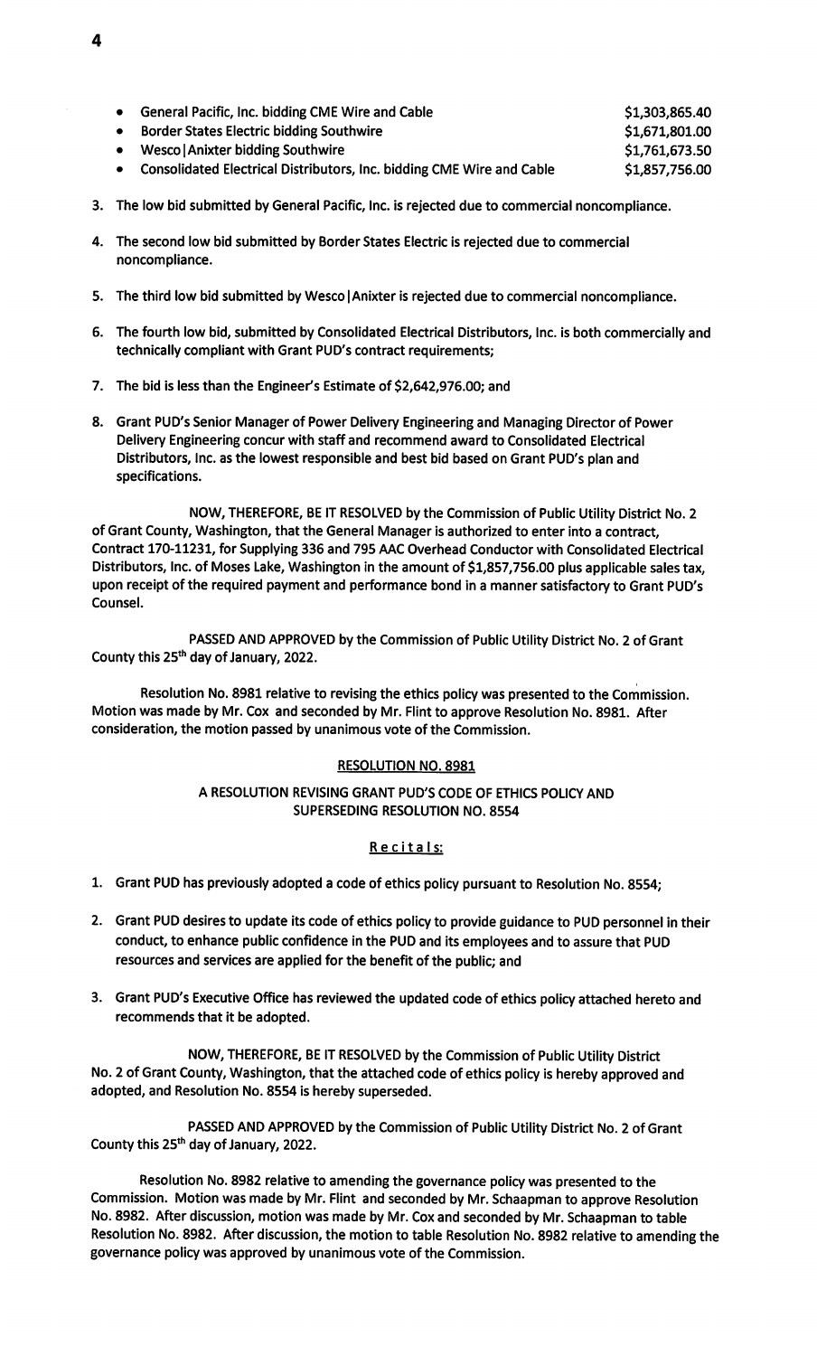- General Pacific, Inc. bidding CME Wire and Cable $1,303,865.40
- Border States Electric bidding Southwire $1,671,801.00
- Wesco|Anixter bidding Southwire $1,761,673.50
- Consolidated Electrical Distributors, Inc. bidding CME Wire and Cable $1,857,756.00

3. The low bid submitted by General Pacific, Inc. is rejected due to commercial noncompliance.

4. The second low bid submitted by Border States Electric is rejected due to commercial noncompliance.

5. The third low bid submitted by Wesco|Anixter is rejected due to commercial noncompliance.

6. The fourth low bid, submitted by Consolidated Electrical Distributors, Inc. is both commercially and technically compliant with Grant PUD's contract requirements;

7. The bid is less than the Engineer's Estimate of $2,642,976.00; and

8. Grant PUD's Senior Manager of Power Delivery Engineering and Managing Director of Power Delivery Engineering concur with staff and recommend award to Consolidated Electrical Distributors, Inc. as the lowest responsible and best bid based on Grant PUD's plan and specifications.

NOW, THEREFORE, BE IT RESOLVED by the Commission of Public Utility District No. 2 of Grant County, Washington, that the General Manager is authorized to enter into a contract, Contract 170-11231, for Supplying 336 and 795 AAC Overhead Conductor with Consolidated Electrical Distributors, Inc. of Moses Lake, Washington in the amount of $1,857,756.00 plus applicable sales tax, upon receipt of the required payment and performance bond in a manner satisfactory to Grant PUD's Counsel.

PASSED AND APPROVED by the Commission of Public Utility District No. 2 of Grant County this 25th day of January, 2022.

Resolution No. 8981 relative to revising the ethics policy was presented to the Commission. Motion was made by Mr. Cox and seconded by Mr. Flint to approve Resolution No. 8981. After consideration, the motion passed by unanimous vote of the Commission.

RESOLUTION NO. 8981

A RESOLUTION REVISING GRANT PUD'S CODE OF ETHICS POLICY AND SUPERSEDING RESOLUTION NO. 8554

Recitals:

1. Grant PUD has previously adopted a code of ethics policy pursuant to Resolution No. 8554;

2. Grant PUD desires to update its code of ethics policy to provide guidance to PUD personnel in their conduct, to enhance public confidence in the PUD and its employees and to assure that PUD resources and services are applied for the benefit of the public; and

3. Grant PUD's Executive Office has reviewed the updated code of ethics policy attached hereto and recommends that it be adopted.

NOW, THEREFORE, BE IT RESOLVED by the Commission of Public Utility District No. 2 of Grant County, Washington, that the attached code of ethics policy is hereby approved and adopted, and Resolution No. 8554 is hereby superseded.

PASSED AND APPROVED by the Commission of Public Utility District No. 2 of Grant County this 25th day of January, 2022.

Resolution No. 8982 relative to amending the governance policy was presented to the Commission. Motion was made by Mr. Flint and seconded by Mr. Schaapman to approve Resolution No. 8982. After discussion, motion was made by Mr. Cox and seconded by Mr. Schaapman to table Resolution No. 8982. After discussion, the motion to table Resolution No. 8982 relative to amending the governance policy was approved by unanimous vote of the Commission.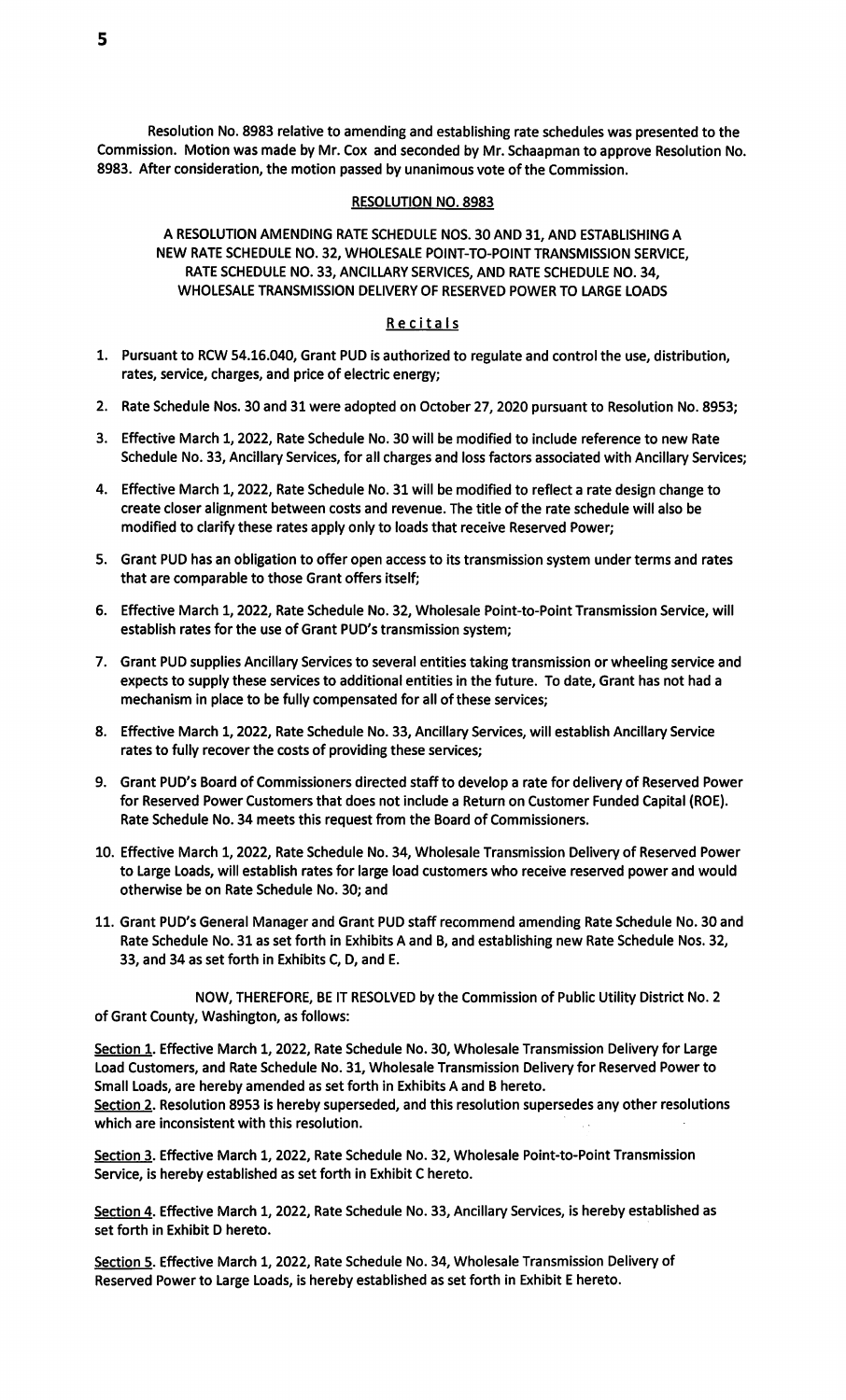Resolution No. 8983 relative to amending and establishing rate schedules was presented to the Commission. Motion was made by Mr. Cox and seconded by Mr. Schaapman to approve Resolution No. 8983. After consideration, the motion passed by unanimous vote of the Commission.

## RESOLUTION NO. 8983

### A RESOLUTION AMENDING RATE SCHEDULE NOS. 30 AND 31, AND ESTABLISHING A NEW RATE SCHEDULE NO. 32, WHOLESALE POINT-TO-POINT TRANSMISSION SERVICE, RATE SCHEDULE NO. 33, ANCILLARY SERVICES, AND RATE SCHEDULE NO. 34, WHOLESALE TRANSMISSION DELIVERY OF RESERVED POWER TO LARGE LOADS

### Recitals

1. Pursuant to RCW 54.16.040, Grant PUD is authorized to regulate and control the use, distribution, rates, service, charges, and price of electric energy;
2. Rate Schedule Nos. 30 and 31 were adopted on October 27, 2020 pursuant to Resolution No. 8953;
3. Effective March 1, 2022, Rate Schedule No. 30 will be modified to include reference to new Rate Schedule No. 33, Ancillary Services, for all charges and loss factors associated with Ancillary Services;
4. Effective March 1, 2022, Rate Schedule No. 31 will be modified to reflect a rate design change to create closer alignment between costs and revenue. The title of the rate schedule will also be modified to clarify these rates apply only to loads that receive Reserved Power;
5. Grant PUD has an obligation to offer open access to its transmission system under terms and rates that are comparable to those Grant offers itself;
6. Effective March 1, 2022, Rate Schedule No. 32, Wholesale Point-to-Point Transmission Service, will establish rates for the use of Grant PUD's transmission system;
7. Grant PUD supplies Ancillary Services to several entities taking transmission or wheeling service and expects to supply these services to additional entities in the future. To date, Grant has not had a mechanism in place to be fully compensated for all of these services;
8. Effective March 1, 2022, Rate Schedule No. 33, Ancillary Services, will establish Ancillary Service rates to fully recover the costs of providing these services;
9. Grant PUD's Board of Commissioners directed staff to develop a rate for delivery of Reserved Power for Reserved Power Customers that does not include a Return on Customer Funded Capital (ROE). Rate Schedule No. 34 meets this request from the Board of Commissioners.
10. Effective March 1, 2022, Rate Schedule No. 34, Wholesale Transmission Delivery of Reserved Power to Large Loads, will establish rates for large load customers who receive reserved power and would otherwise be on Rate Schedule No. 30; and
11. Grant PUD's General Manager and Grant PUD staff recommend amending Rate Schedule No. 30 and Rate Schedule No. 31 as set forth in Exhibits A and B, and establishing new Rate Schedule Nos. 32, 33, and 34 as set forth in Exhibits C, D, and E.

NOW, THEREFORE, BE IT RESOLVED by the Commission of Public Utility District No. 2 of Grant County, Washington, as follows:

Section 1. Effective March 1, 2022, Rate Schedule No. 30, Wholesale Transmission Delivery for Large Load Customers, and Rate Schedule No. 31, Wholesale Transmission Delivery for Reserved Power to Small Loads, are hereby amended as set forth in Exhibits A and B hereto.
Section 2. Resolution 8953 is hereby superseded, and this resolution supersedes any other resolutions which are inconsistent with this resolution.

Section 3. Effective March 1, 2022, Rate Schedule No. 32, Wholesale Point-to-Point Transmission Service, is hereby established as set forth in Exhibit C hereto.

Section 4. Effective March 1, 2022, Rate Schedule No. 33, Ancillary Services, is hereby established as set forth in Exhibit D hereto.

Section 5. Effective March 1, 2022, Rate Schedule No. 34, Wholesale Transmission Delivery of Reserved Power to Large Loads, is hereby established as set forth in Exhibit E hereto.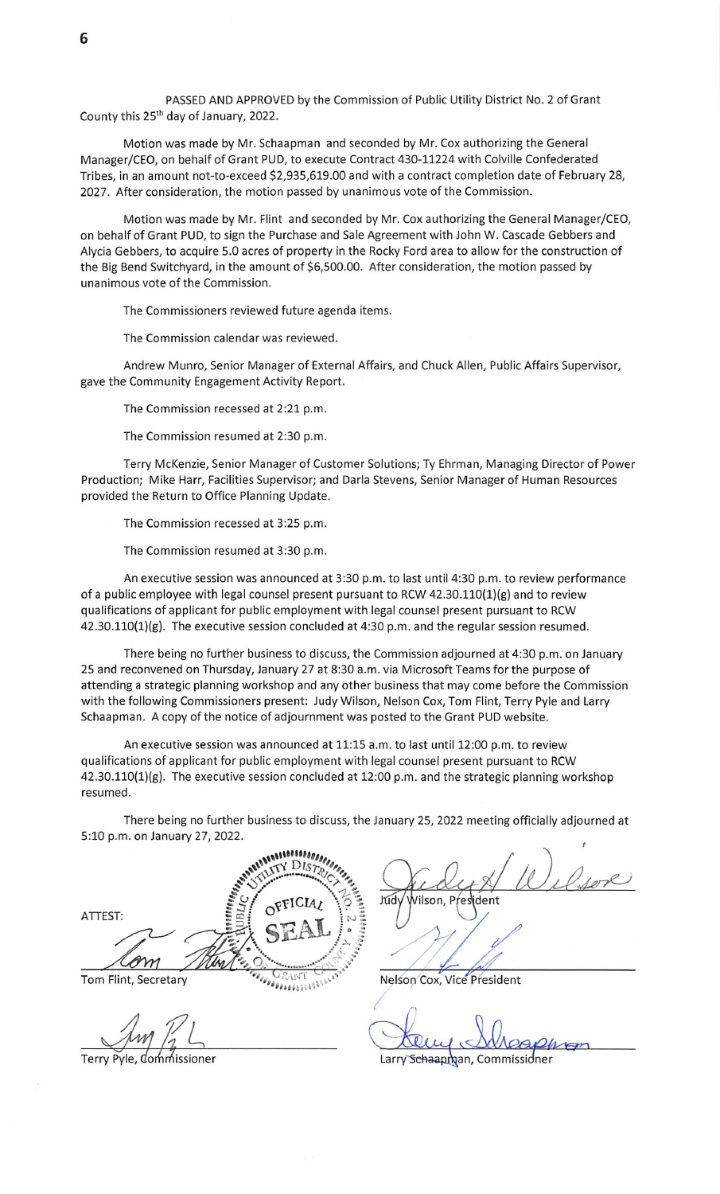PASSED AND APPROVED by the Commission of Public Utility District No. 2 of Grant County this 25th day of January, 2022.

Motion was made by Mr. Schaapman and seconded by Mr. Cox authorizing the General Manager/CEO, on behalf of Grant PUD, to execute Contract 430-11224 with Colville Confederated Tribes, in an amount not-to-exceed $2,935,619.00 and with a contract completion date of February 28, 2027. After consideration, the motion passed by unanimous vote of the Commission.

Motion was made by Mr. Flint and seconded by Mr. Cox authorizing the General Manager/CEO, on behalf of Grant PUD, to sign the Purchase and Sale Agreement with John W. Cascade Gebbers and Alycia Gebbers, to acquire 5.0 acres of property in the Rocky Ford area to allow for the construction of the Big Bend Switchyard, in the amount of $6,500.00. After consideration, the motion passed by unanimous vote of the Commission.

The Commissioners reviewed future agenda items.

The Commission calendar was reviewed.

Andrew Munro, Senior Manager of External Affairs, and Chuck Allen, Public Affairs Supervisor, gave the Community Engagement Activity Report.

The Commission recessed at 2:21 p.m.

The Commission resumed at 2:30 p.m.

Terry McKenzie, Senior Manager of Customer Solutions; Ty Ehrman, Managing Director of Power Production; Mike Harr, Facilities Supervisor; and Darla Stevens, Senior Manager of Human Resources provided the Return to Office Planning Update.

The Commission recessed at 3:25 p.m.

The Commission resumed at 3:30 p.m.

An executive session was announced at 3:30 p.m. to last until 4:30 p.m. to review performance of a public employee with legal counsel present pursuant to RCW 42.30.110(1)(g) and to review qualifications of applicant for public employment with legal counsel present pursuant to RCW 42.30.110(1)(g). The executive session concluded at 4:30 p.m. and the regular session resumed.

There being no further business to discuss, the Commission adjourned at 4:30 p.m. on January 25 and reconvened on Thursday, January 27 at 8:30 a.m. via Microsoft Teams for the purpose of attending a strategic planning workshop and any other business that may come before the Commission with the following Commissioners present: Judy Wilson, Nelson Cox, Tom Flint, Terry Pyle and Larry Schaapman. A copy of the notice of adjournment was posted to the Grant PUD website.

An executive session was announced at 11:15 a.m. to last until 12:00 p.m. to review qualifications of applicant for public employment with legal counsel present pursuant to RCW 42.30.110(1)(g). The executive session concluded at 12:00 p.m. and the strategic planning workshop resumed.

There being no further business to discuss, the January 25, 2022 meeting officially adjourned at 5:10 p.m. on January 27, 2022.

Judy Wilson, President

ATTEST:

Tom Flint, Secretary

Nelson Cox, Vice President

Terry Pyle, Commissioner

Larry Schaapman, Commissioner